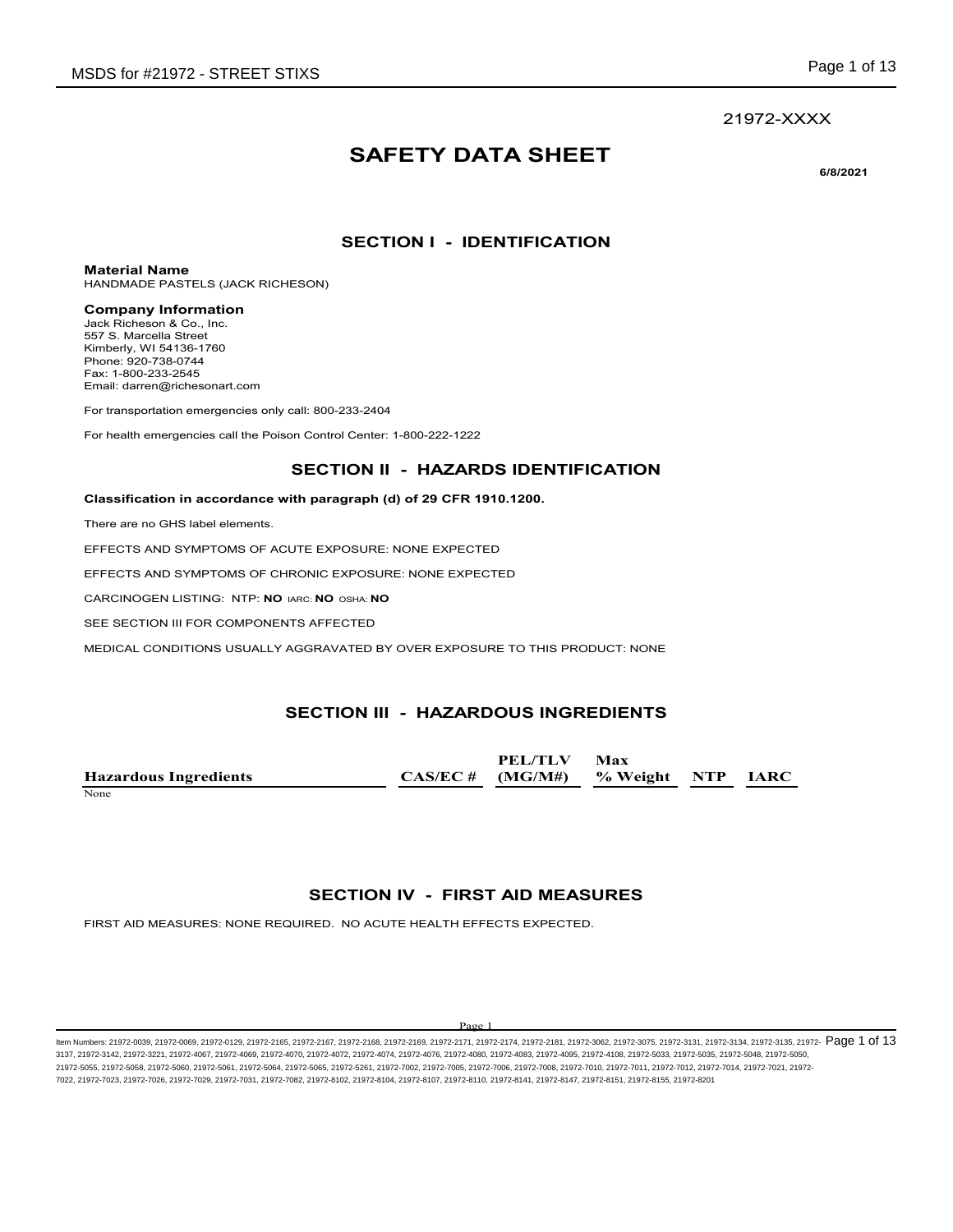21972-XXXX

# SAFETY DATA SHEET

**6/8/2021**

## SECTION I - IDENTIFICATION

**Material Name**
HANDMADE PASTELS (JACK RICHESON)

**Company Information**
Jack Richeson & Co., Inc.
557 S. Marcella Street
Kimberly, WI 54136-1760
Phone: 920-738-0744
Fax: 1-800-233-2545
Email: darren@richesonart.com

For transportation emergencies only call: 800-233-2404

For health emergencies call the Poison Control Center: 1-800-222-1222

## SECTION II - HAZARDS IDENTIFICATION

**Classification in accordance with paragraph (d) of 29 CFR 1910.1200.**

There are no GHS label elements.

EFFECTS AND SYMPTOMS OF ACUTE EXPOSURE: NONE EXPECTED

EFFECTS AND SYMPTOMS OF CHRONIC EXPOSURE: NONE EXPECTED

CARCINOGEN LISTING: NTP: **NO** IARC: **NO** OSHA: **NO**

SEE SECTION III FOR COMPONENTS AFFECTED

MEDICAL CONDITIONS USUALLY AGGRAVATED BY OVER EXPOSURE TO THIS PRODUCT: NONE

## SECTION III - HAZARDOUS INGREDIENTS

| Hazardous Ingredients | CAS/EC # | PEL/TLV (MG/M#) | Max % Weight | NTP | IARC |
|---|---|---|---|---|---|
| None | | | | | |

## SECTION IV - FIRST AID MEASURES

FIRST AID MEASURES: NONE REQUIRED. NO ACUTE HEALTH EFFECTS EXPECTED.

Item Numbers: 21972-0039, 21972-0069, 21972-0129, 21972-2165, 21972-2167, 21972-2168, 21972-2169, 21972-2171, 21972-2174, 21972-2181, 21972-3062, 21972-3075, 21972-3131, 21972-3134, 21972-3135, 21972-3137, 21972-3142, 21972-3221, 21972-4067, 21972-4069, 21972-4070, 21972-4072, 21972-4074, 21972-4076, 21972-4080, 21972-4083, 21972-4095, 21972-4108, 21972-5033, 21972-5035, 21972-5048, 21972-5050, 21972-5055, 21972-5058, 21972-5060, 21972-5061, 21972-5064, 21972-5065, 21972-5261, 21972-7002, 21972-7005, 21972-7006, 21972-7008, 21972-7010, 21972-7011, 21972-7012, 21972-7014, 21972-7021, 21972-7022, 21972-7023, 21972-7026, 21972-7029, 21972-7031, 21972-7082, 21972-8102, 21972-8104, 21972-8107, 21972-8110, 21972-8141, 21972-8147, 21972-8151, 21972-8155, 21972-8201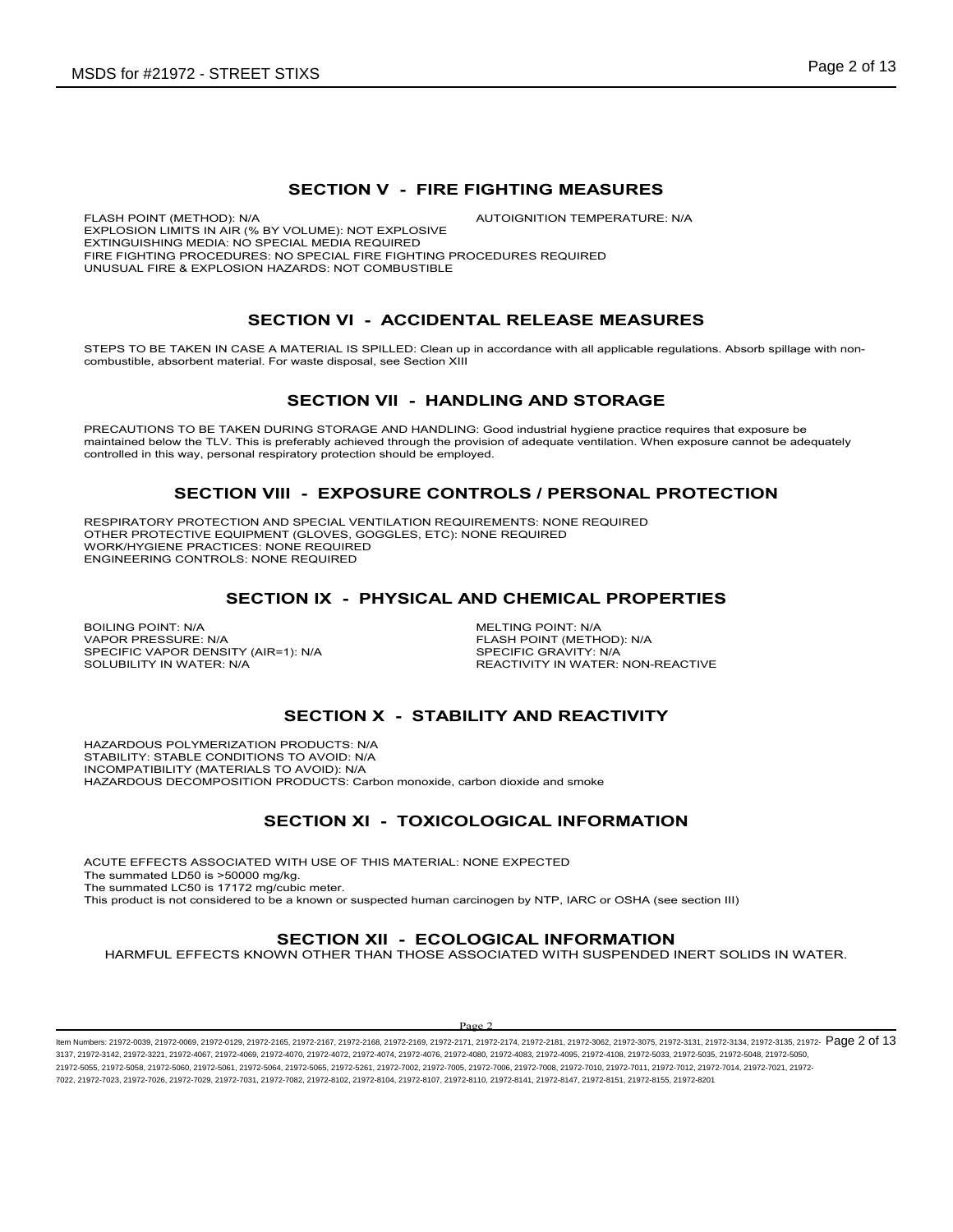## SECTION V - FIRE FIGHTING MEASURES

FLASH POINT (METHOD): N/A

AUTOIGNITION TEMPERATURE: N/A

EXPLOSION LIMITS IN AIR (% BY VOLUME): NOT EXPLOSIVE

EXTINGUISHING MEDIA: NO SPECIAL MEDIA REQUIRED

FIRE FIGHTING PROCEDURES: NO SPECIAL FIRE FIGHTING PROCEDURES REQUIRED

UNUSUAL FIRE & EXPLOSION HAZARDS: NOT COMBUSTIBLE

## SECTION VI - ACCIDENTAL RELEASE MEASURES

STEPS TO BE TAKEN IN CASE A MATERIAL IS SPILLED: Clean up in accordance with all applicable regulations. Absorb spillage with non-combustible, absorbent material. For waste disposal, see Section XIII

## SECTION VII - HANDLING AND STORAGE

PRECAUTIONS TO BE TAKEN DURING STORAGE AND HANDLING: Good industrial hygiene practice requires that exposure be maintained below the TLV. This is preferably achieved through the provision of adequate ventilation. When exposure cannot be adequately controlled in this way, personal respiratory protection should be employed.

## SECTION VIII - EXPOSURE CONTROLS / PERSONAL PROTECTION

RESPIRATORY PROTECTION AND SPECIAL VENTILATION REQUIREMENTS: NONE REQUIRED

OTHER PROTECTIVE EQUIPMENT (GLOVES, GOGGLES, ETC): NONE REQUIRED

WORK/HYGIENE PRACTICES: NONE REQUIRED

ENGINEERING CONTROLS: NONE REQUIRED

## SECTION IX - PHYSICAL AND CHEMICAL PROPERTIES

BOILING POINT: N/A

MELTING POINT: N/A

VAPOR PRESSURE: N/A

FLASH POINT (METHOD): N/A

SPECIFIC VAPOR DENSITY (AIR=1): N/A

SPECIFIC GRAVITY: N/A

SOLUBILITY IN WATER: N/A

REACTIVITY IN WATER: NON-REACTIVE

## SECTION X - STABILITY AND REACTIVITY

HAZARDOUS POLYMERIZATION PRODUCTS: N/A

STABILITY: STABLE CONDITIONS TO AVOID: N/A

INCOMPATIBILITY (MATERIALS TO AVOID): N/A

HAZARDOUS DECOMPOSITION PRODUCTS: Carbon monoxide, carbon dioxide and smoke

## SECTION XI - TOXICOLOGICAL INFORMATION

ACUTE EFFECTS ASSOCIATED WITH USE OF THIS MATERIAL: NONE EXPECTED

The summated LD50 is >50000 mg/kg.

The summated LC50 is 17172 mg/cubic meter.

This product is not considered to be a known or suspected human carcinogen by NTP, IARC or OSHA (see section III)

## SECTION XII - ECOLOGICAL INFORMATION

HARMFUL EFFECTS KNOWN OTHER THAN THOSE ASSOCIATED WITH SUSPENDED INERT SOLIDS IN WATER.

Item Numbers: 21972-0039, 21972-0069, 21972-0129, 21972-2165, 21972-2167, 21972-2168, 21972-2169, 21972-2171, 21972-2174, 21972-2181, 21972-3062, 21972-3075, 21972-3131, 21972-3134, 21972-3135, 21972-3137, 21972-3142, 21972-3221, 21972-4067, 21972-4069, 21972-4070, 21972-4072, 21972-4074, 21972-4076, 21972-4080, 21972-4083, 21972-4095, 21972-4108, 21972-5033, 21972-5035, 21972-5048, 21972-5050, 21972-5055, 21972-5058, 21972-5060, 21972-5061, 21972-5064, 21972-5065, 21972-5261, 21972-7002, 21972-7005, 21972-7006, 21972-7008, 21972-7010, 21972-7011, 21972-7012, 21972-7014, 21972-7021, 21972-7022, 21972-7023, 21972-7026, 21972-7029, 21972-7031, 21972-7082, 21972-8102, 21972-8104, 21972-8107, 21972-8110, 21972-8141, 21972-8147, 21972-8151, 21972-8155, 21972-8201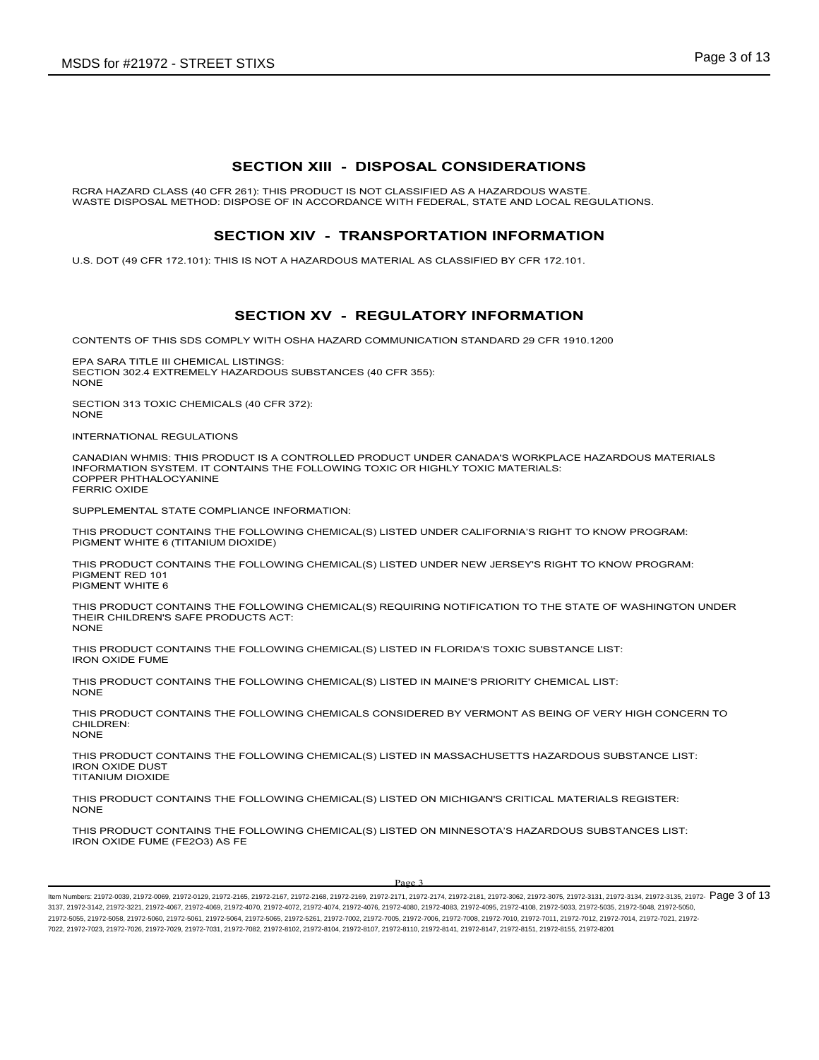## SECTION XIII - DISPOSAL CONSIDERATIONS

RCRA HAZARD CLASS (40 CFR 261): THIS PRODUCT IS NOT CLASSIFIED AS A HAZARDOUS WASTE.
WASTE DISPOSAL METHOD: DISPOSE OF IN ACCORDANCE WITH FEDERAL, STATE AND LOCAL REGULATIONS.

## SECTION XIV - TRANSPORTATION INFORMATION

U.S. DOT (49 CFR 172.101): THIS IS NOT A HAZARDOUS MATERIAL AS CLASSIFIED BY CFR 172.101.

## SECTION XV - REGULATORY INFORMATION

CONTENTS OF THIS SDS COMPLY WITH OSHA HAZARD COMMUNICATION STANDARD 29 CFR 1910.1200

EPA SARA TITLE III CHEMICAL LISTINGS:
SECTION 302.4 EXTREMELY HAZARDOUS SUBSTANCES (40 CFR 355):
NONE

SECTION 313 TOXIC CHEMICALS (40 CFR 372):
NONE

INTERNATIONAL REGULATIONS

CANADIAN WHMIS: THIS PRODUCT IS A CONTROLLED PRODUCT UNDER CANADA'S WORKPLACE HAZARDOUS MATERIALS INFORMATION SYSTEM. IT CONTAINS THE FOLLOWING TOXIC OR HIGHLY TOXIC MATERIALS:
COPPER PHTHALOCYANINE
FERRIC OXIDE

SUPPLEMENTAL STATE COMPLIANCE INFORMATION:

THIS PRODUCT CONTAINS THE FOLLOWING CHEMICAL(S) LISTED UNDER CALIFORNIA'S RIGHT TO KNOW PROGRAM:
PIGMENT WHITE 6 (TITANIUM DIOXIDE)

THIS PRODUCT CONTAINS THE FOLLOWING CHEMICAL(S) LISTED UNDER NEW JERSEY'S RIGHT TO KNOW PROGRAM:
PIGMENT RED 101
PIGMENT WHITE 6

THIS PRODUCT CONTAINS THE FOLLOWING CHEMICAL(S) REQUIRING NOTIFICATION TO THE STATE OF WASHINGTON UNDER THEIR CHILDREN'S SAFE PRODUCTS ACT:
NONE

THIS PRODUCT CONTAINS THE FOLLOWING CHEMICAL(S) LISTED IN FLORIDA'S TOXIC SUBSTANCE LIST:
IRON OXIDE FUME

THIS PRODUCT CONTAINS THE FOLLOWING CHEMICAL(S) LISTED IN MAINE'S PRIORITY CHEMICAL LIST:
NONE

THIS PRODUCT CONTAINS THE FOLLOWING CHEMICALS CONSIDERED BY VERMONT AS BEING OF VERY HIGH CONCERN TO CHILDREN:
NONE

THIS PRODUCT CONTAINS THE FOLLOWING CHEMICAL(S) LISTED IN MASSACHUSETTS HAZARDOUS SUBSTANCE LIST:
IRON OXIDE DUST
TITANIUM DIOXIDE

THIS PRODUCT CONTAINS THE FOLLOWING CHEMICAL(S) LISTED ON MICHIGAN'S CRITICAL MATERIALS REGISTER:
NONE

THIS PRODUCT CONTAINS THE FOLLOWING CHEMICAL(S) LISTED ON MINNESOTA'S HAZARDOUS SUBSTANCES LIST:
IRON OXIDE FUME ($FE_2O_3$) AS FE

Item Numbers: 21972-0039, 21972-0069, 21972-0129, 21972-2165, 21972-2167, 21972-2168, 21972-2169, 21972-2171, 21972-2174, 21972-2181, 21972-3062, 21972-3075, 21972-3131, 21972-3134, 21972-3135, 21972-3137, 21972-3142, 21972-3221, 21972-4067, 21972-4069, 21972-4070, 21972-4072, 21972-4074, 21972-4076, 21972-4080, 21972-4083, 21972-4095, 21972-4108, 21972-5033, 21972-5035, 21972-5048, 21972-5050, 21972-5055, 21972-5058, 21972-5060, 21972-5061, 21972-5064, 21972-5065, 21972-5261, 21972-7002, 21972-7005, 21972-7006, 21972-7008, 21972-7010, 21972-7011, 21972-7012, 21972-7014, 21972-7021, 21972-7022, 21972-7023, 21972-7026, 21972-7029, 21972-7031, 21972-7082, 21972-8102, 21972-8104, 21972-8107, 21972-8110, 21972-8141, 21972-8147, 21972-8151, 21972-8155, 21972-8201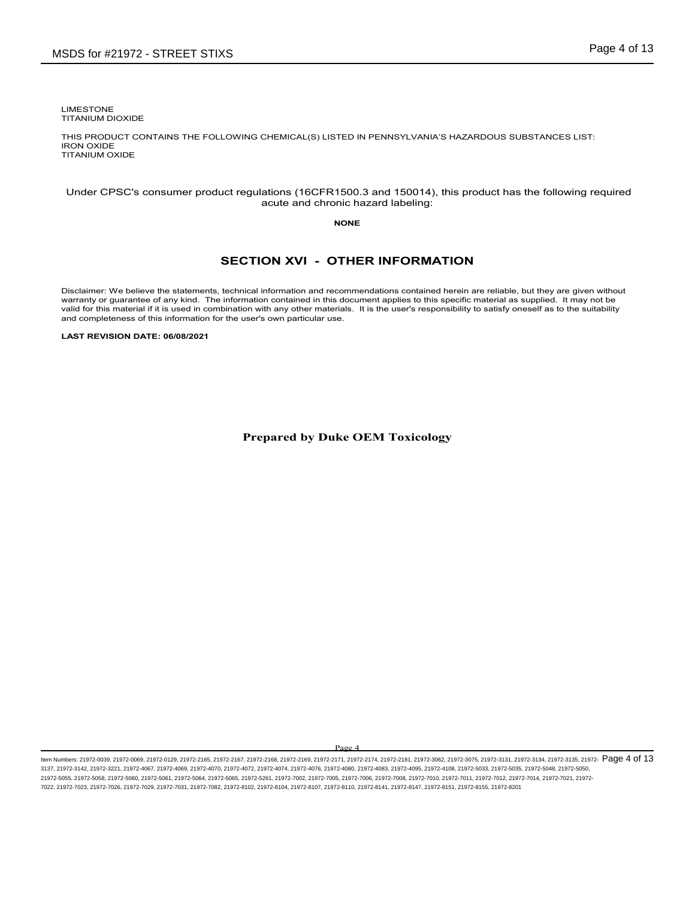LIMESTONE
TITANIUM DIOXIDE

THIS PRODUCT CONTAINS THE FOLLOWING CHEMICAL(S) LISTED IN PENNSYLVANIA'S HAZARDOUS SUBSTANCES LIST:
IRON OXIDE
TITANIUM OXIDE

Under CPSC's consumer product regulations (16CFR1500.3 and 150014), this product has the following required acute and chronic hazard labeling:

**NONE**

## SECTION XVI - OTHER INFORMATION

Disclaimer: We believe the statements, technical information and recommendations contained herein are reliable, but they are given without warranty or guarantee of any kind. The information contained in this document applies to this specific material as supplied. It may not be valid for this material if it is used in combination with any other materials. It is the user's responsibility to satisfy oneself as to the suitability and completeness of this information for the user's own particular use.

**LAST REVISION DATE: 06/08/2021**

**Prepared by Duke OEM Toxicology**

Item Numbers: 21972-0039, 21972-0069, 21972-0129, 21972-2165, 21972-2167, 21972-2168, 21972-2169, 21972-2171, 21972-2174, 21972-2181, 21972-3062, 21972-3075, 21972-3131, 21972-3134, 21972-3135, 21972-3137, 21972-3142, 21972-3221, 21972-4067, 21972-4069, 21972-4070, 21972-4072, 21972-4074, 21972-4076, 21972-4080, 21972-4083, 21972-4095, 21972-4108, 21972-5033, 21972-5035, 21972-5048, 21972-5050, 21972-5055, 21972-5058, 21972-5060, 21972-5061, 21972-5064, 21972-5065, 21972-5261, 21972-7002, 21972-7005, 21972-7006, 21972-7008, 21972-7010, 21972-7011, 21972-7012, 21972-7014, 21972-7021, 21972-7022, 21972-7023, 21972-7026, 21972-7029, 21972-7031, 21972-7082, 21972-8102, 21972-8104, 21972-8107, 21972-8110, 21972-8141, 21972-8147, 21972-8151, 21972-8155, 21972-8201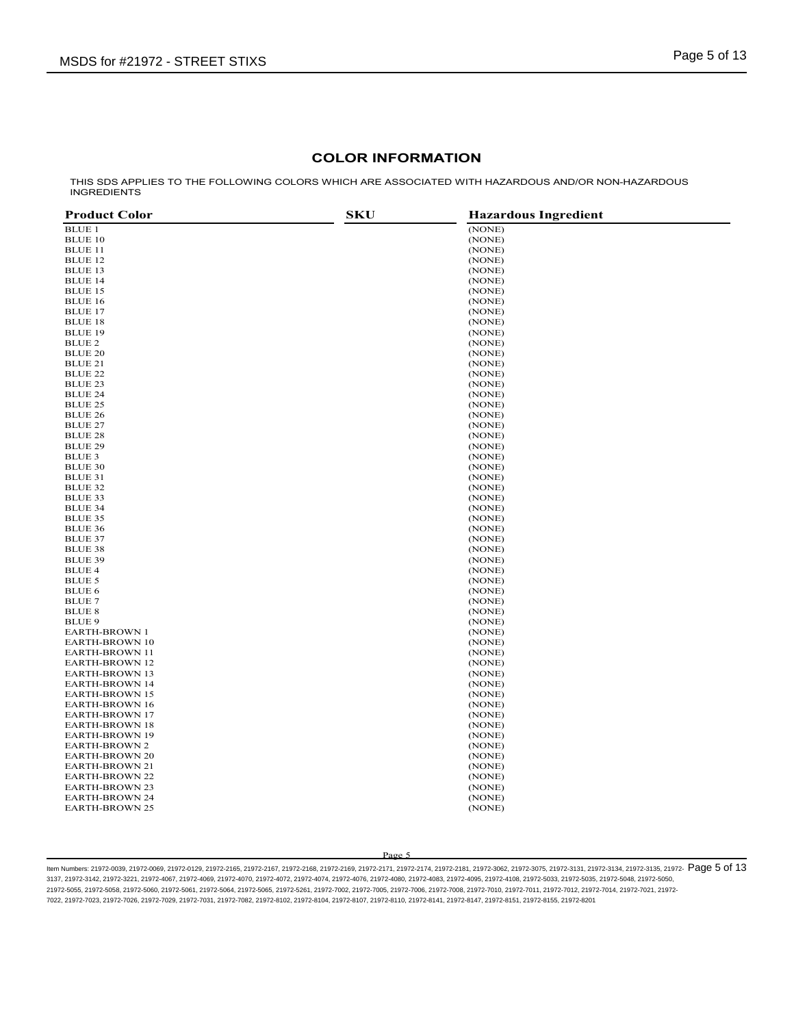## COLOR INFORMATION

THIS SDS APPLIES TO THE FOLLOWING COLORS WHICH ARE ASSOCIATED WITH HAZARDOUS AND/OR NON-HAZARDOUS INGREDIENTS

| Product Color | SKU | Hazardous Ingredient |
|---|---|---|
| BLUE 1 | | (NONE) |
| BLUE 10 | | (NONE) |
| BLUE 11 | | (NONE) |
| BLUE 12 | | (NONE) |
| BLUE 13 | | (NONE) |
| BLUE 14 | | (NONE) |
| BLUE 15 | | (NONE) |
| BLUE 16 | | (NONE) |
| BLUE 17 | | (NONE) |
| BLUE 18 | | (NONE) |
| BLUE 19 | | (NONE) |
| BLUE 2 | | (NONE) |
| BLUE 20 | | (NONE) |
| BLUE 21 | | (NONE) |
| BLUE 22 | | (NONE) |
| BLUE 23 | | (NONE) |
| BLUE 24 | | (NONE) |
| BLUE 25 | | (NONE) |
| BLUE 26 | | (NONE) |
| BLUE 27 | | (NONE) |
| BLUE 28 | | (NONE) |
| BLUE 29 | | (NONE) |
| BLUE 3 | | (NONE) |
| BLUE 30 | | (NONE) |
| BLUE 31 | | (NONE) |
| BLUE 32 | | (NONE) |
| BLUE 33 | | (NONE) |
| BLUE 34 | | (NONE) |
| BLUE 35 | | (NONE) |
| BLUE 36 | | (NONE) |
| BLUE 37 | | (NONE) |
| BLUE 38 | | (NONE) |
| BLUE 39 | | (NONE) |
| BLUE 4 | | (NONE) |
| BLUE 5 | | (NONE) |
| BLUE 6 | | (NONE) |
| BLUE 7 | | (NONE) |
| BLUE 8 | | (NONE) |
| BLUE 9 | | (NONE) |
| EARTH-BROWN 1 | | (NONE) |
| EARTH-BROWN 10 | | (NONE) |
| EARTH-BROWN 11 | | (NONE) |
| EARTH-BROWN 12 | | (NONE) |
| EARTH-BROWN 13 | | (NONE) |
| EARTH-BROWN 14 | | (NONE) |
| EARTH-BROWN 15 | | (NONE) |
| EARTH-BROWN 16 | | (NONE) |
| EARTH-BROWN 17 | | (NONE) |
| EARTH-BROWN 18 | | (NONE) |
| EARTH-BROWN 19 | | (NONE) |
| EARTH-BROWN 2 | | (NONE) |
| EARTH-BROWN 20 | | (NONE) |
| EARTH-BROWN 21 | | (NONE) |
| EARTH-BROWN 22 | | (NONE) |
| EARTH-BROWN 23 | | (NONE) |
| EARTH-BROWN 24 | | (NONE) |
| EARTH-BROWN 25 | | (NONE) |

Item Numbers: 21972-0039, 21972-0069, 21972-0129, 21972-2165, 21972-2167, 21972-2168, 21972-2169, 21972-2171, 21972-2174, 21972-2181, 21972-3062, 21972-3075, 21972-3131, 21972-3134, 21972-3135, 21972-3137, 21972-3142, 21972-3221, 21972-4067, 21972-4069, 21972-4070, 21972-4072, 21972-4074, 21972-4076, 21972-4080, 21972-4083, 21972-4095, 21972-4108, 21972-5033, 21972-5035, 21972-5048, 21972-5050, 21972-5055, 21972-5058, 21972-5060, 21972-5061, 21972-5064, 21972-5065, 21972-5261, 21972-7002, 21972-7005, 21972-7006, 21972-7008, 21972-7010, 21972-7011, 21972-7012, 21972-7014, 21972-7021, 21972-7022, 21972-7023, 21972-7026, 21972-7029, 21972-7031, 21972-7082, 21972-8102, 21972-8104, 21972-8107, 21972-8110, 21972-8141, 21972-8147, 21972-8151, 21972-8155, 21972-8201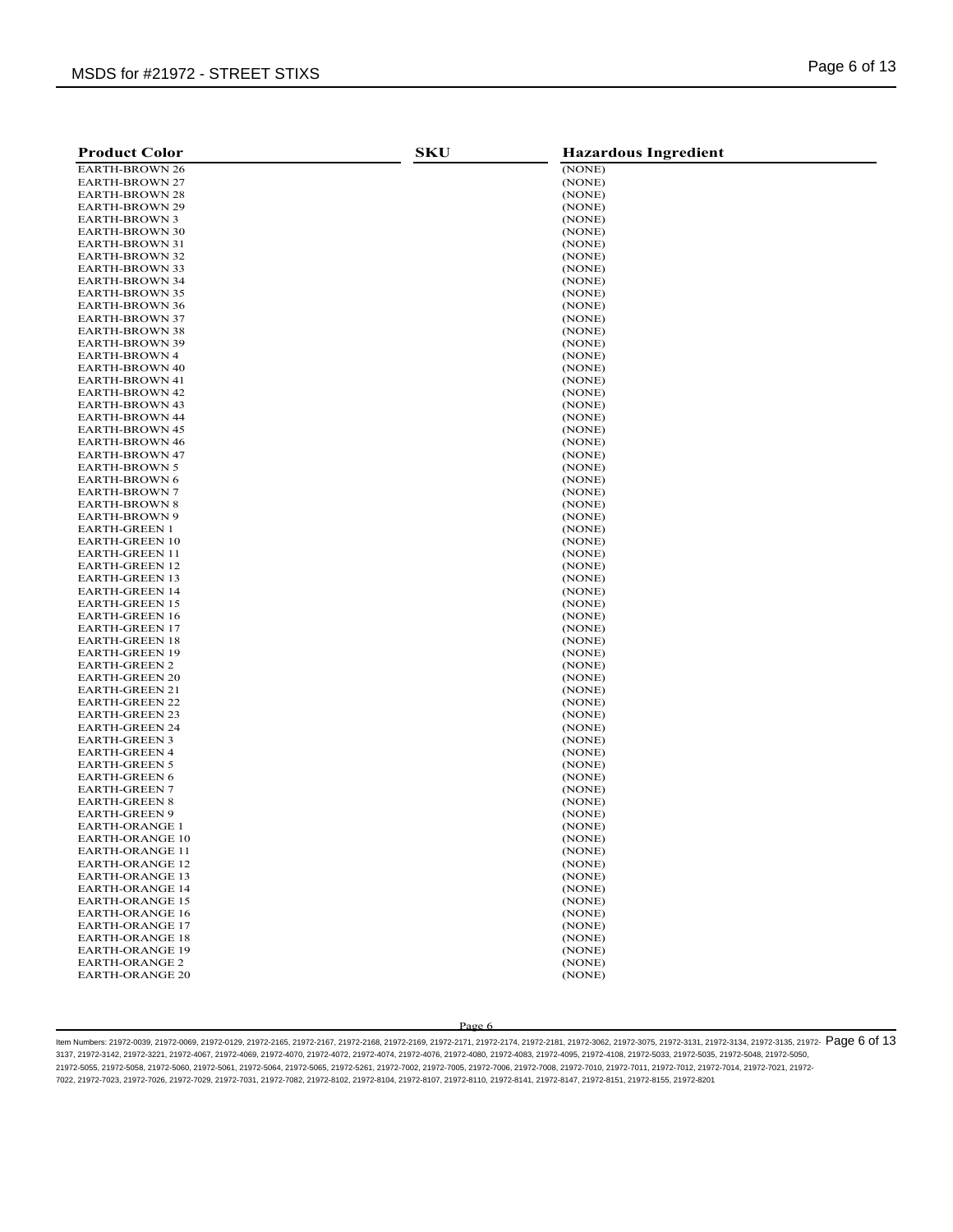| Product Color | SKU | Hazardous Ingredient |
|---|---|---|
| EARTH-BROWN 26 | | (NONE) |
| EARTH-BROWN 27 | | (NONE) |
| EARTH-BROWN 28 | | (NONE) |
| EARTH-BROWN 29 | | (NONE) |
| EARTH-BROWN 3 | | (NONE) |
| EARTH-BROWN 30 | | (NONE) |
| EARTH-BROWN 31 | | (NONE) |
| EARTH-BROWN 32 | | (NONE) |
| EARTH-BROWN 33 | | (NONE) |
| EARTH-BROWN 34 | | (NONE) |
| EARTH-BROWN 35 | | (NONE) |
| EARTH-BROWN 36 | | (NONE) |
| EARTH-BROWN 37 | | (NONE) |
| EARTH-BROWN 38 | | (NONE) |
| EARTH-BROWN 39 | | (NONE) |
| EARTH-BROWN 4 | | (NONE) |
| EARTH-BROWN 40 | | (NONE) |
| EARTH-BROWN 41 | | (NONE) |
| EARTH-BROWN 42 | | (NONE) |
| EARTH-BROWN 43 | | (NONE) |
| EARTH-BROWN 44 | | (NONE) |
| EARTH-BROWN 45 | | (NONE) |
| EARTH-BROWN 46 | | (NONE) |
| EARTH-BROWN 47 | | (NONE) |
| EARTH-BROWN 5 | | (NONE) |
| EARTH-BROWN 6 | | (NONE) |
| EARTH-BROWN 7 | | (NONE) |
| EARTH-BROWN 8 | | (NONE) |
| EARTH-BROWN 9 | | (NONE) |
| EARTH-GREEN 1 | | (NONE) |
| EARTH-GREEN 10 | | (NONE) |
| EARTH-GREEN 11 | | (NONE) |
| EARTH-GREEN 12 | | (NONE) |
| EARTH-GREEN 13 | | (NONE) |
| EARTH-GREEN 14 | | (NONE) |
| EARTH-GREEN 15 | | (NONE) |
| EARTH-GREEN 16 | | (NONE) |
| EARTH-GREEN 17 | | (NONE) |
| EARTH-GREEN 18 | | (NONE) |
| EARTH-GREEN 19 | | (NONE) |
| EARTH-GREEN 2 | | (NONE) |
| EARTH-GREEN 20 | | (NONE) |
| EARTH-GREEN 21 | | (NONE) |
| EARTH-GREEN 22 | | (NONE) |
| EARTH-GREEN 23 | | (NONE) |
| EARTH-GREEN 24 | | (NONE) |
| EARTH-GREEN 3 | | (NONE) |
| EARTH-GREEN 4 | | (NONE) |
| EARTH-GREEN 5 | | (NONE) |
| EARTH-GREEN 6 | | (NONE) |
| EARTH-GREEN 7 | | (NONE) |
| EARTH-GREEN 8 | | (NONE) |
| EARTH-GREEN 9 | | (NONE) |
| EARTH-ORANGE 1 | | (NONE) |
| EARTH-ORANGE 10 | | (NONE) |
| EARTH-ORANGE 11 | | (NONE) |
| EARTH-ORANGE 12 | | (NONE) |
| EARTH-ORANGE 13 | | (NONE) |
| EARTH-ORANGE 14 | | (NONE) |
| EARTH-ORANGE 15 | | (NONE) |
| EARTH-ORANGE 16 | | (NONE) |
| EARTH-ORANGE 17 | | (NONE) |
| EARTH-ORANGE 18 | | (NONE) |
| EARTH-ORANGE 19 | | (NONE) |
| EARTH-ORANGE 2 | | (NONE) |
| EARTH-ORANGE 20 | | (NONE) |

Item Numbers: 21972-0039, 21972-0069, 21972-0129, 21972-2165, 21972-2167, 21972-2168, 21972-2169, 21972-2171, 21972-2174, 21972-2181, 21972-3062, 21972-3075, 21972-3131, 21972-3134, 21972-3135, 21972-3137, 21972-3142, 21972-3221, 21972-4067, 21972-4069, 21972-4070, 21972-4072, 21972-4074, 21972-4076, 21972-4080, 21972-4083, 21972-4095, 21972-4108, 21972-5033, 21972-5035, 21972-5048, 21972-5050, 21972-5055, 21972-5058, 21972-5060, 21972-5061, 21972-5064, 21972-5065, 21972-5261, 21972-7002, 21972-7005, 21972-7006, 21972-7008, 21972-7010, 21972-7011, 21972-7012, 21972-7014, 21972-7021, 21972-7022, 21972-7023, 21972-7026, 21972-7029, 21972-7031, 21972-7082, 21972-8102, 21972-8104, 21972-8107, 21972-8110, 21972-8141, 21972-8147, 21972-8151, 21972-8155, 21972-8201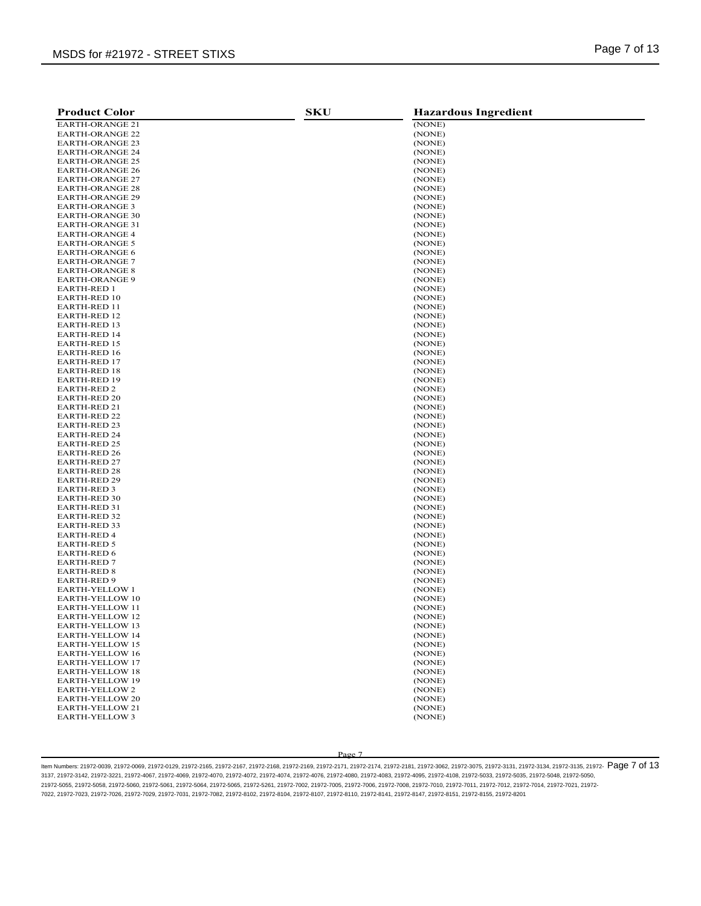| Product Color | SKU | Hazardous Ingredient |
|---|---|---|
| EARTH-ORANGE 21 | | (NONE) |
| EARTH-ORANGE 22 | | (NONE) |
| EARTH-ORANGE 23 | | (NONE) |
| EARTH-ORANGE 24 | | (NONE) |
| EARTH-ORANGE 25 | | (NONE) |
| EARTH-ORANGE 26 | | (NONE) |
| EARTH-ORANGE 27 | | (NONE) |
| EARTH-ORANGE 28 | | (NONE) |
| EARTH-ORANGE 29 | | (NONE) |
| EARTH-ORANGE 3 | | (NONE) |
| EARTH-ORANGE 30 | | (NONE) |
| EARTH-ORANGE 31 | | (NONE) |
| EARTH-ORANGE 4 | | (NONE) |
| EARTH-ORANGE 5 | | (NONE) |
| EARTH-ORANGE 6 | | (NONE) |
| EARTH-ORANGE 7 | | (NONE) |
| EARTH-ORANGE 8 | | (NONE) |
| EARTH-ORANGE 9 | | (NONE) |
| EARTH-RED 1 | | (NONE) |
| EARTH-RED 10 | | (NONE) |
| EARTH-RED 11 | | (NONE) |
| EARTH-RED 12 | | (NONE) |
| EARTH-RED 13 | | (NONE) |
| EARTH-RED 14 | | (NONE) |
| EARTH-RED 15 | | (NONE) |
| EARTH-RED 16 | | (NONE) |
| EARTH-RED 17 | | (NONE) |
| EARTH-RED 18 | | (NONE) |
| EARTH-RED 19 | | (NONE) |
| EARTH-RED 2 | | (NONE) |
| EARTH-RED 20 | | (NONE) |
| EARTH-RED 21 | | (NONE) |
| EARTH-RED 22 | | (NONE) |
| EARTH-RED 23 | | (NONE) |
| EARTH-RED 24 | | (NONE) |
| EARTH-RED 25 | | (NONE) |
| EARTH-RED 26 | | (NONE) |
| EARTH-RED 27 | | (NONE) |
| EARTH-RED 28 | | (NONE) |
| EARTH-RED 29 | | (NONE) |
| EARTH-RED 3 | | (NONE) |
| EARTH-RED 30 | | (NONE) |
| EARTH-RED 31 | | (NONE) |
| EARTH-RED 32 | | (NONE) |
| EARTH-RED 33 | | (NONE) |
| EARTH-RED 4 | | (NONE) |
| EARTH-RED 5 | | (NONE) |
| EARTH-RED 6 | | (NONE) |
| EARTH-RED 7 | | (NONE) |
| EARTH-RED 8 | | (NONE) |
| EARTH-RED 9 | | (NONE) |
| EARTH-YELLOW 1 | | (NONE) |
| EARTH-YELLOW 10 | | (NONE) |
| EARTH-YELLOW 11 | | (NONE) |
| EARTH-YELLOW 12 | | (NONE) |
| EARTH-YELLOW 13 | | (NONE) |
| EARTH-YELLOW 14 | | (NONE) |
| EARTH-YELLOW 15 | | (NONE) |
| EARTH-YELLOW 16 | | (NONE) |
| EARTH-YELLOW 17 | | (NONE) |
| EARTH-YELLOW 18 | | (NONE) |
| EARTH-YELLOW 19 | | (NONE) |
| EARTH-YELLOW 2 | | (NONE) |
| EARTH-YELLOW 20 | | (NONE) |
| EARTH-YELLOW 21 | | (NONE) |
| EARTH-YELLOW 3 | | (NONE) |

Item Numbers: 21972-0039, 21972-0069, 21972-0129, 21972-2165, 21972-2167, 21972-2168, 21972-2169, 21972-2171, 21972-2174, 21972-2181, 21972-3062, 21972-3075, 21972-3131, 21972-3134, 21972-3135, 21972-3137, 21972-3142, 21972-3221, 21972-4067, 21972-4069, 21972-4070, 21972-4072, 21972-4074, 21972-4076, 21972-4080, 21972-4083, 21972-4095, 21972-4108, 21972-5033, 21972-5035, 21972-5048, 21972-5050, 21972-5055, 21972-5058, 21972-5060, 21972-5061, 21972-5064, 21972-5065, 21972-5261, 21972-7002, 21972-7005, 21972-7006, 21972-7008, 21972-7010, 21972-7011, 21972-7012, 21972-7014, 21972-7021, 21972-7022, 21972-7023, 21972-7026, 21972-7029, 21972-7031, 21972-7082, 21972-8102, 21972-8104, 21972-8107, 21972-8110, 21972-8141, 21972-8147, 21972-8151, 21972-8155, 21972-8201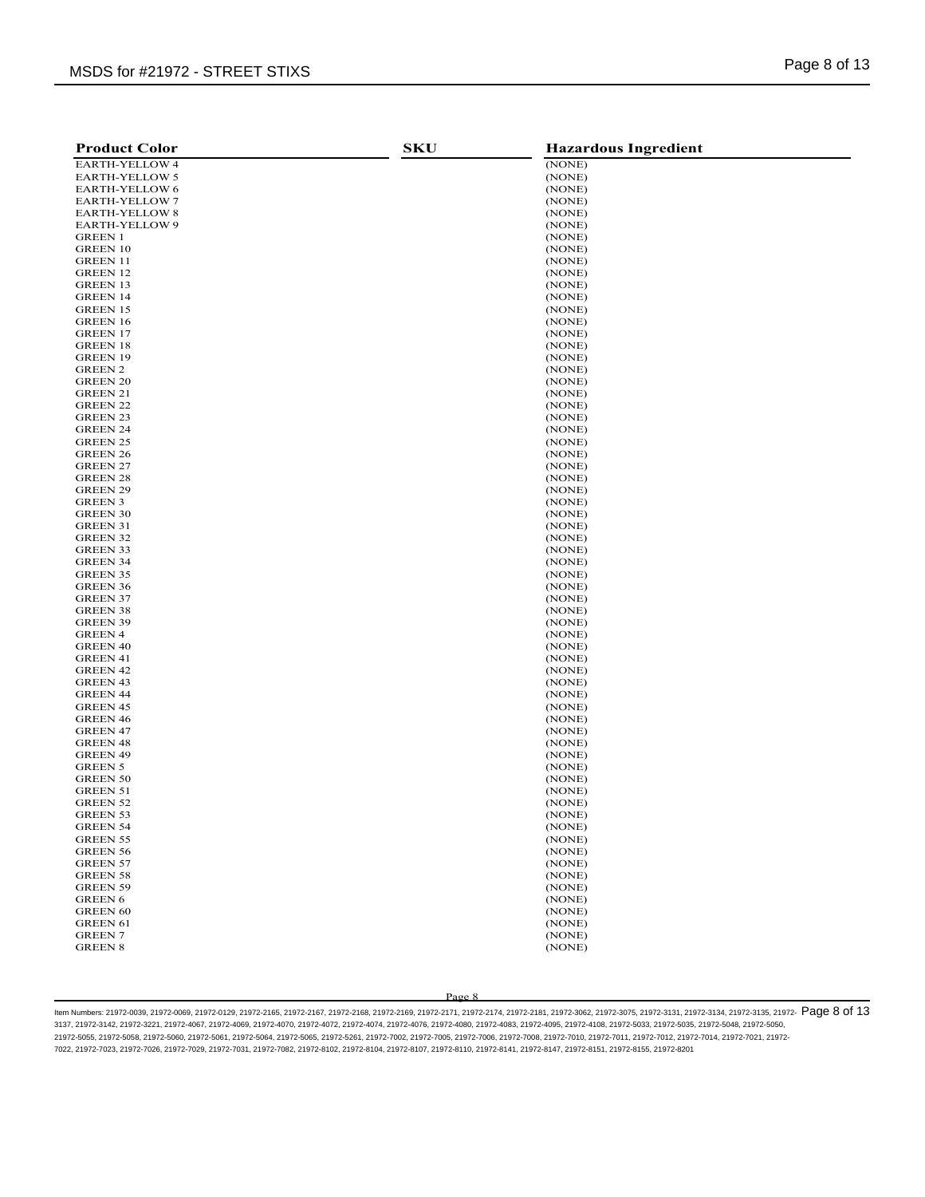| Product Color | SKU | Hazardous Ingredient |
|---|---|---|
| EARTH-YELLOW 4 | | (NONE) |
| EARTH-YELLOW 5 | | (NONE) |
| EARTH-YELLOW 6 | | (NONE) |
| EARTH-YELLOW 7 | | (NONE) |
| EARTH-YELLOW 8 | | (NONE) |
| EARTH-YELLOW 9 | | (NONE) |
| GREEN 1 | | (NONE) |
| GREEN 10 | | (NONE) |
| GREEN 11 | | (NONE) |
| GREEN 12 | | (NONE) |
| GREEN 13 | | (NONE) |
| GREEN 14 | | (NONE) |
| GREEN 15 | | (NONE) |
| GREEN 16 | | (NONE) |
| GREEN 17 | | (NONE) |
| GREEN 18 | | (NONE) |
| GREEN 19 | | (NONE) |
| GREEN 2 | | (NONE) |
| GREEN 20 | | (NONE) |
| GREEN 21 | | (NONE) |
| GREEN 22 | | (NONE) |
| GREEN 23 | | (NONE) |
| GREEN 24 | | (NONE) |
| GREEN 25 | | (NONE) |
| GREEN 26 | | (NONE) |
| GREEN 27 | | (NONE) |
| GREEN 28 | | (NONE) |
| GREEN 29 | | (NONE) |
| GREEN 3 | | (NONE) |
| GREEN 30 | | (NONE) |
| GREEN 31 | | (NONE) |
| GREEN 32 | | (NONE) |
| GREEN 33 | | (NONE) |
| GREEN 34 | | (NONE) |
| GREEN 35 | | (NONE) |
| GREEN 36 | | (NONE) |
| GREEN 37 | | (NONE) |
| GREEN 38 | | (NONE) |
| GREEN 39 | | (NONE) |
| GREEN 4 | | (NONE) |
| GREEN 40 | | (NONE) |
| GREEN 41 | | (NONE) |
| GREEN 42 | | (NONE) |
| GREEN 43 | | (NONE) |
| GREEN 44 | | (NONE) |
| GREEN 45 | | (NONE) |
| GREEN 46 | | (NONE) |
| GREEN 47 | | (NONE) |
| GREEN 48 | | (NONE) |
| GREEN 49 | | (NONE) |
| GREEN 5 | | (NONE) |
| GREEN 50 | | (NONE) |
| GREEN 51 | | (NONE) |
| GREEN 52 | | (NONE) |
| GREEN 53 | | (NONE) |
| GREEN 54 | | (NONE) |
| GREEN 55 | | (NONE) |
| GREEN 56 | | (NONE) |
| GREEN 57 | | (NONE) |
| GREEN 58 | | (NONE) |
| GREEN 59 | | (NONE) |
| GREEN 6 | | (NONE) |
| GREEN 60 | | (NONE) |
| GREEN 61 | | (NONE) |
| GREEN 7 | | (NONE) |
| GREEN 8 | | (NONE) |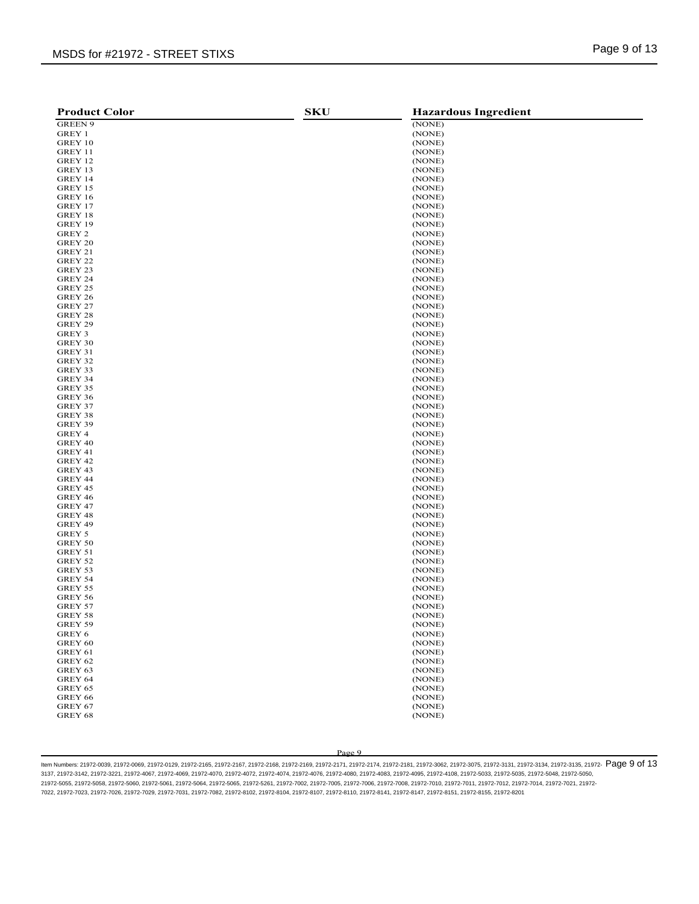| Product Color | SKU | Hazardous Ingredient |
|---|---|---|
| GREEN 9 | | (NONE) |
| GREY 1 | | (NONE) |
| GREY 10 | | (NONE) |
| GREY 11 | | (NONE) |
| GREY 12 | | (NONE) |
| GREY 13 | | (NONE) |
| GREY 14 | | (NONE) |
| GREY 15 | | (NONE) |
| GREY 16 | | (NONE) |
| GREY 17 | | (NONE) |
| GREY 18 | | (NONE) |
| GREY 19 | | (NONE) |
| GREY 2 | | (NONE) |
| GREY 20 | | (NONE) |
| GREY 21 | | (NONE) |
| GREY 22 | | (NONE) |
| GREY 23 | | (NONE) |
| GREY 24 | | (NONE) |
| GREY 25 | | (NONE) |
| GREY 26 | | (NONE) |
| GREY 27 | | (NONE) |
| GREY 28 | | (NONE) |
| GREY 29 | | (NONE) |
| GREY 3 | | (NONE) |
| GREY 30 | | (NONE) |
| GREY 31 | | (NONE) |
| GREY 32 | | (NONE) |
| GREY 33 | | (NONE) |
| GREY 34 | | (NONE) |
| GREY 35 | | (NONE) |
| GREY 36 | | (NONE) |
| GREY 37 | | (NONE) |
| GREY 38 | | (NONE) |
| GREY 39 | | (NONE) |
| GREY 4 | | (NONE) |
| GREY 40 | | (NONE) |
| GREY 41 | | (NONE) |
| GREY 42 | | (NONE) |
| GREY 43 | | (NONE) |
| GREY 44 | | (NONE) |
| GREY 45 | | (NONE) |
| GREY 46 | | (NONE) |
| GREY 47 | | (NONE) |
| GREY 48 | | (NONE) |
| GREY 49 | | (NONE) |
| GREY 5 | | (NONE) |
| GREY 50 | | (NONE) |
| GREY 51 | | (NONE) |
| GREY 52 | | (NONE) |
| GREY 53 | | (NONE) |
| GREY 54 | | (NONE) |
| GREY 55 | | (NONE) |
| GREY 56 | | (NONE) |
| GREY 57 | | (NONE) |
| GREY 58 | | (NONE) |
| GREY 59 | | (NONE) |
| GREY 6 | | (NONE) |
| GREY 60 | | (NONE) |
| GREY 61 | | (NONE) |
| GREY 62 | | (NONE) |
| GREY 63 | | (NONE) |
| GREY 64 | | (NONE) |
| GREY 65 | | (NONE) |
| GREY 66 | | (NONE) |
| GREY 67 | | (NONE) |
| GREY 68 | | (NONE) |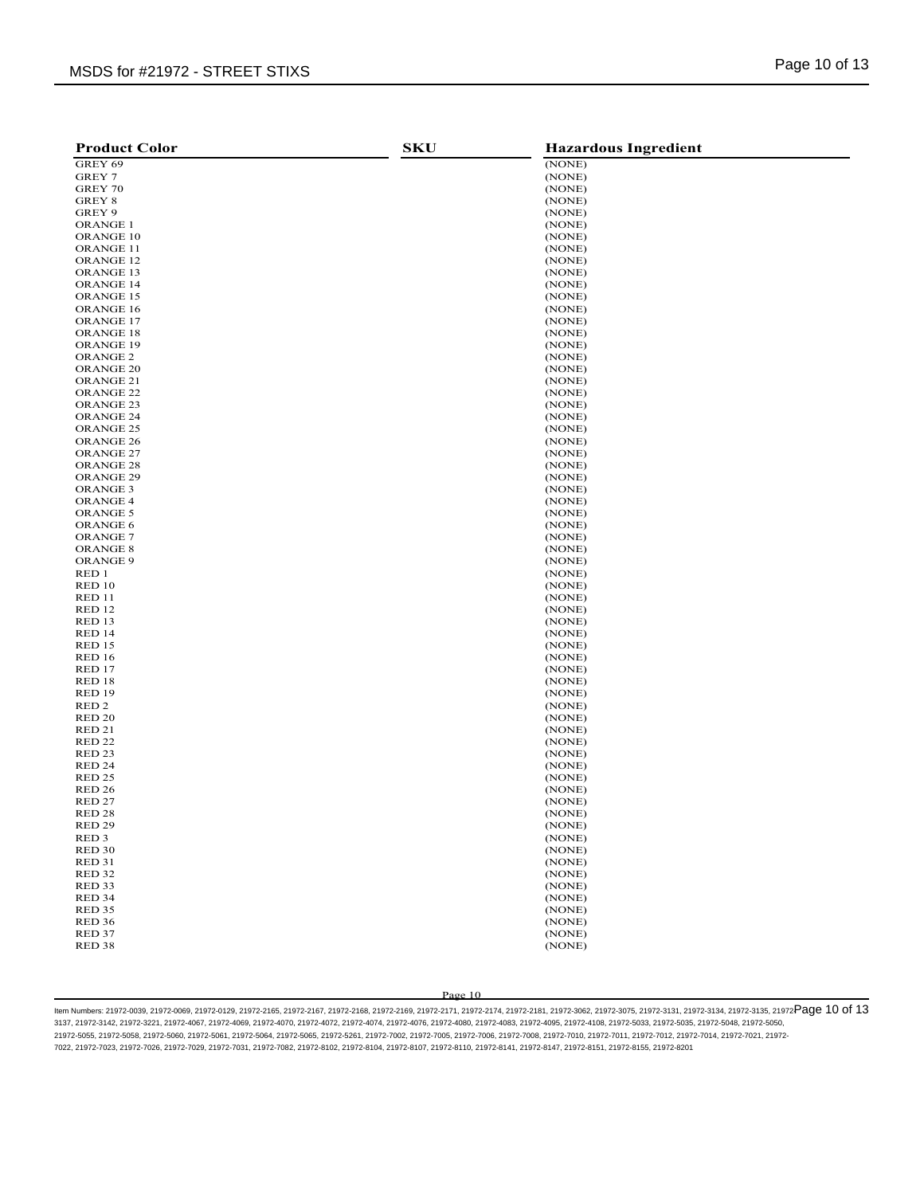| Product Color | SKU | Hazardous Ingredient |
|---|---|---|
| GREY 69 | | (NONE) |
| GREY 7 | | (NONE) |
| GREY 70 | | (NONE) |
| GREY 8 | | (NONE) |
| GREY 9 | | (NONE) |
| ORANGE 1 | | (NONE) |
| ORANGE 10 | | (NONE) |
| ORANGE 11 | | (NONE) |
| ORANGE 12 | | (NONE) |
| ORANGE 13 | | (NONE) |
| ORANGE 14 | | (NONE) |
| ORANGE 15 | | (NONE) |
| ORANGE 16 | | (NONE) |
| ORANGE 17 | | (NONE) |
| ORANGE 18 | | (NONE) |
| ORANGE 19 | | (NONE) |
| ORANGE 2 | | (NONE) |
| ORANGE 20 | | (NONE) |
| ORANGE 21 | | (NONE) |
| ORANGE 22 | | (NONE) |
| ORANGE 23 | | (NONE) |
| ORANGE 24 | | (NONE) |
| ORANGE 25 | | (NONE) |
| ORANGE 26 | | (NONE) |
| ORANGE 27 | | (NONE) |
| ORANGE 28 | | (NONE) |
| ORANGE 29 | | (NONE) |
| ORANGE 3 | | (NONE) |
| ORANGE 4 | | (NONE) |
| ORANGE 5 | | (NONE) |
| ORANGE 6 | | (NONE) |
| ORANGE 7 | | (NONE) |
| ORANGE 8 | | (NONE) |
| ORANGE 9 | | (NONE) |
| RED 1 | | (NONE) |
| RED 10 | | (NONE) |
| RED 11 | | (NONE) |
| RED 12 | | (NONE) |
| RED 13 | | (NONE) |
| RED 14 | | (NONE) |
| RED 15 | | (NONE) |
| RED 16 | | (NONE) |
| RED 17 | | (NONE) |
| RED 18 | | (NONE) |
| RED 19 | | (NONE) |
| RED 2 | | (NONE) |
| RED 20 | | (NONE) |
| RED 21 | | (NONE) |
| RED 22 | | (NONE) |
| RED 23 | | (NONE) |
| RED 24 | | (NONE) |
| RED 25 | | (NONE) |
| RED 26 | | (NONE) |
| RED 27 | | (NONE) |
| RED 28 | | (NONE) |
| RED 29 | | (NONE) |
| RED 3 | | (NONE) |
| RED 30 | | (NONE) |
| RED 31 | | (NONE) |
| RED 32 | | (NONE) |
| RED 33 | | (NONE) |
| RED 34 | | (NONE) |
| RED 35 | | (NONE) |
| RED 36 | | (NONE) |
| RED 37 | | (NONE) |
| RED 38 | | (NONE) |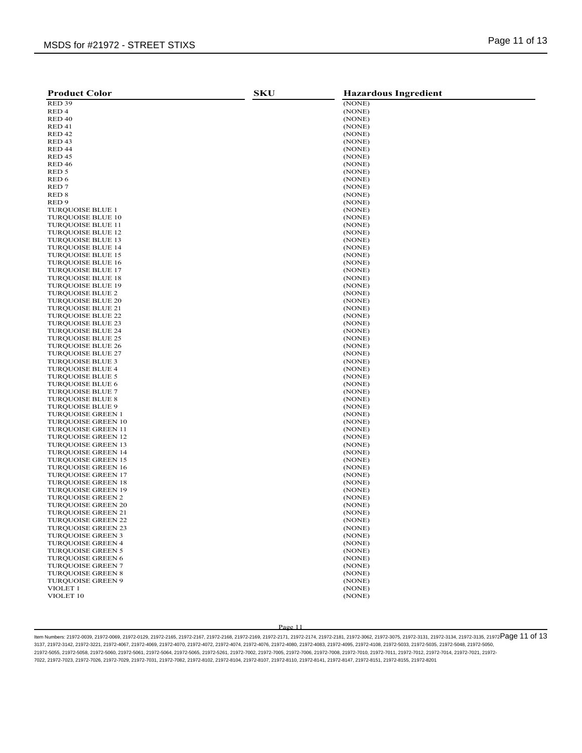| Product Color | SKU | Hazardous Ingredient |
|---|---|---|
| RED 39 | | (NONE) |
| RED 4 | | (NONE) |
| RED 40 | | (NONE) |
| RED 41 | | (NONE) |
| RED 42 | | (NONE) |
| RED 43 | | (NONE) |
| RED 44 | | (NONE) |
| RED 45 | | (NONE) |
| RED 46 | | (NONE) |
| RED 5 | | (NONE) |
| RED 6 | | (NONE) |
| RED 7 | | (NONE) |
| RED 8 | | (NONE) |
| RED 9 | | (NONE) |
| TURQUOISE BLUE 1 | | (NONE) |
| TURQUOISE BLUE 10 | | (NONE) |
| TURQUOISE BLUE 11 | | (NONE) |
| TURQUOISE BLUE 12 | | (NONE) |
| TURQUOISE BLUE 13 | | (NONE) |
| TURQUOISE BLUE 14 | | (NONE) |
| TURQUOISE BLUE 15 | | (NONE) |
| TURQUOISE BLUE 16 | | (NONE) |
| TURQUOISE BLUE 17 | | (NONE) |
| TURQUOISE BLUE 18 | | (NONE) |
| TURQUOISE BLUE 19 | | (NONE) |
| TURQUOISE BLUE 2 | | (NONE) |
| TURQUOISE BLUE 20 | | (NONE) |
| TURQUOISE BLUE 21 | | (NONE) |
| TURQUOISE BLUE 22 | | (NONE) |
| TURQUOISE BLUE 23 | | (NONE) |
| TURQUOISE BLUE 24 | | (NONE) |
| TURQUOISE BLUE 25 | | (NONE) |
| TURQUOISE BLUE 26 | | (NONE) |
| TURQUOISE BLUE 27 | | (NONE) |
| TURQUOISE BLUE 3 | | (NONE) |
| TURQUOISE BLUE 4 | | (NONE) |
| TURQUOISE BLUE 5 | | (NONE) |
| TURQUOISE BLUE 6 | | (NONE) |
| TURQUOISE BLUE 7 | | (NONE) |
| TURQUOISE BLUE 8 | | (NONE) |
| TURQUOISE BLUE 9 | | (NONE) |
| TURQUOISE GREEN 1 | | (NONE) |
| TURQUOISE GREEN 10 | | (NONE) |
| TURQUOISE GREEN 11 | | (NONE) |
| TURQUOISE GREEN 12 | | (NONE) |
| TURQUOISE GREEN 13 | | (NONE) |
| TURQUOISE GREEN 14 | | (NONE) |
| TURQUOISE GREEN 15 | | (NONE) |
| TURQUOISE GREEN 16 | | (NONE) |
| TURQUOISE GREEN 17 | | (NONE) |
| TURQUOISE GREEN 18 | | (NONE) |
| TURQUOISE GREEN 19 | | (NONE) |
| TURQUOISE GREEN 2 | | (NONE) |
| TURQUOISE GREEN 20 | | (NONE) |
| TURQUOISE GREEN 21 | | (NONE) |
| TURQUOISE GREEN 22 | | (NONE) |
| TURQUOISE GREEN 23 | | (NONE) |
| TURQUOISE GREEN 3 | | (NONE) |
| TURQUOISE GREEN 4 | | (NONE) |
| TURQUOISE GREEN 5 | | (NONE) |
| TURQUOISE GREEN 6 | | (NONE) |
| TURQUOISE GREEN 7 | | (NONE) |
| TURQUOISE GREEN 8 | | (NONE) |
| TURQUOISE GREEN 9 | | (NONE) |
| VIOLET 1 | | (NONE) |
| VIOLET 10 | | (NONE) |

Item Numbers: 21972-0039, 21972-0069, 21972-0129, 21972-2165, 21972-2167, 21972-2168, 21972-2169, 21972-2171, 21972-2174, 21972-2181, 21972-3062, 21972-3075, 21972-3131, 21972-3134, 21972-3135, 21972-3137, 21972-3142, 21972-3221, 21972-4067, 21972-4069, 21972-4070, 21972-4072, 21972-4074, 21972-4076, 21972-4080, 21972-4083, 21972-4095, 21972-4108, 21972-5033, 21972-5035, 21972-5048, 21972-5050, 21972-5055, 21972-5058, 21972-5060, 21972-5061, 21972-5064, 21972-5065, 21972-5261, 21972-7002, 21972-7005, 21972-7006, 21972-7008, 21972-7010, 21972-7011, 21972-7012, 21972-7014, 21972-7021, 21972-7022, 21972-7023, 21972-7026, 21972-7029, 21972-7031, 21972-7082, 21972-8102, 21972-8104, 21972-8107, 21972-8110, 21972-8141, 21972-8147, 21972-8151, 21972-8155, 21972-8201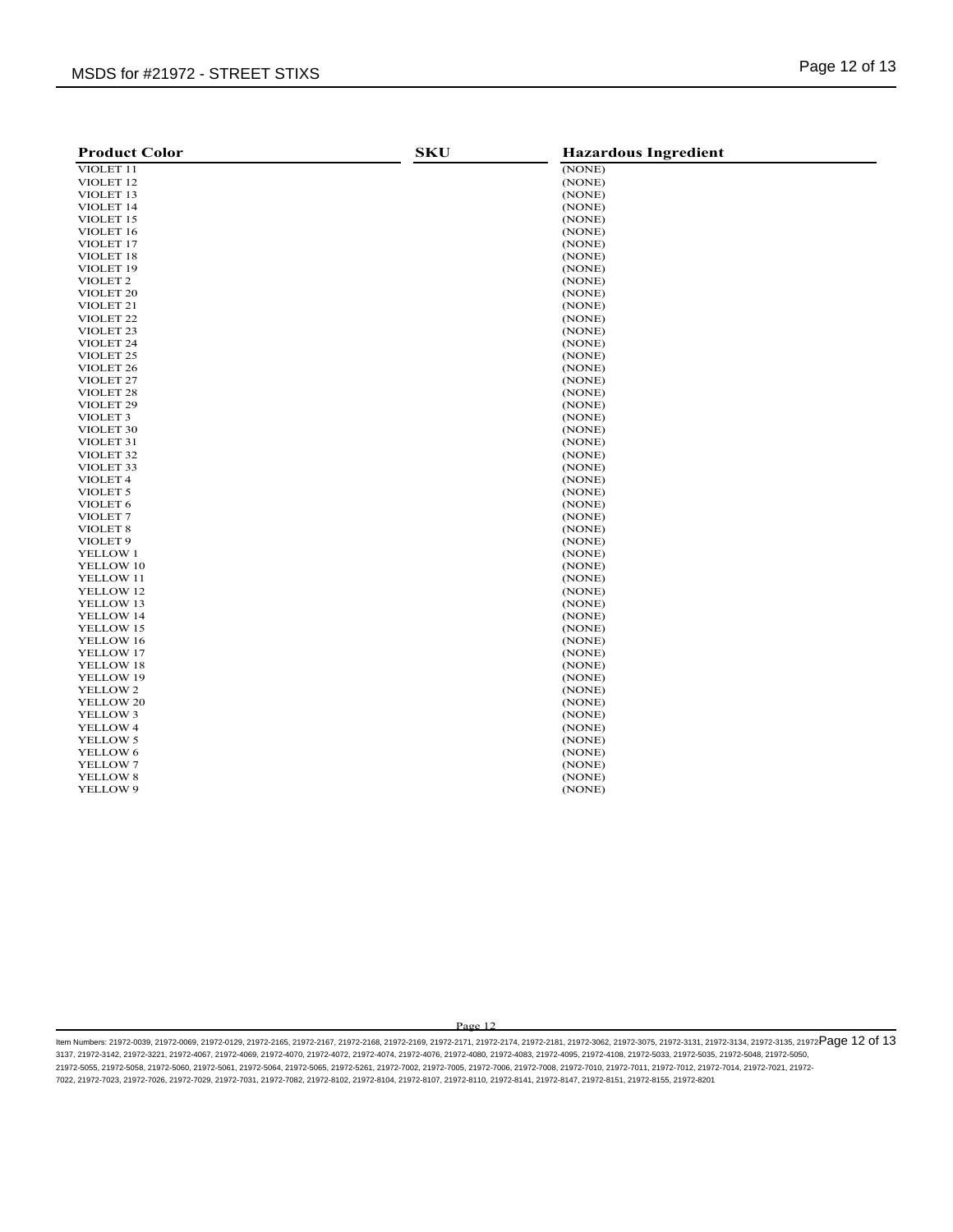| Product Color | SKU | Hazardous Ingredient |
|---|---|---|
| VIOLET 11 | | (NONE) |
| VIOLET 12 | | (NONE) |
| VIOLET 13 | | (NONE) |
| VIOLET 14 | | (NONE) |
| VIOLET 15 | | (NONE) |
| VIOLET 16 | | (NONE) |
| VIOLET 17 | | (NONE) |
| VIOLET 18 | | (NONE) |
| VIOLET 19 | | (NONE) |
| VIOLET 2 | | (NONE) |
| VIOLET 20 | | (NONE) |
| VIOLET 21 | | (NONE) |
| VIOLET 22 | | (NONE) |
| VIOLET 23 | | (NONE) |
| VIOLET 24 | | (NONE) |
| VIOLET 25 | | (NONE) |
| VIOLET 26 | | (NONE) |
| VIOLET 27 | | (NONE) |
| VIOLET 28 | | (NONE) |
| VIOLET 29 | | (NONE) |
| VIOLET 3 | | (NONE) |
| VIOLET 30 | | (NONE) |
| VIOLET 31 | | (NONE) |
| VIOLET 32 | | (NONE) |
| VIOLET 33 | | (NONE) |
| VIOLET 4 | | (NONE) |
| VIOLET 5 | | (NONE) |
| VIOLET 6 | | (NONE) |
| VIOLET 7 | | (NONE) |
| VIOLET 8 | | (NONE) |
| VIOLET 9 | | (NONE) |
| YELLOW 1 | | (NONE) |
| YELLOW 10 | | (NONE) |
| YELLOW 11 | | (NONE) |
| YELLOW 12 | | (NONE) |
| YELLOW 13 | | (NONE) |
| YELLOW 14 | | (NONE) |
| YELLOW 15 | | (NONE) |
| YELLOW 16 | | (NONE) |
| YELLOW 17 | | (NONE) |
| YELLOW 18 | | (NONE) |
| YELLOW 19 | | (NONE) |
| YELLOW 2 | | (NONE) |
| YELLOW 20 | | (NONE) |
| YELLOW 3 | | (NONE) |
| YELLOW 4 | | (NONE) |
| YELLOW 5 | | (NONE) |
| YELLOW 6 | | (NONE) |
| YELLOW 7 | | (NONE) |
| YELLOW 8 | | (NONE) |
| YELLOW 9 | | (NONE) |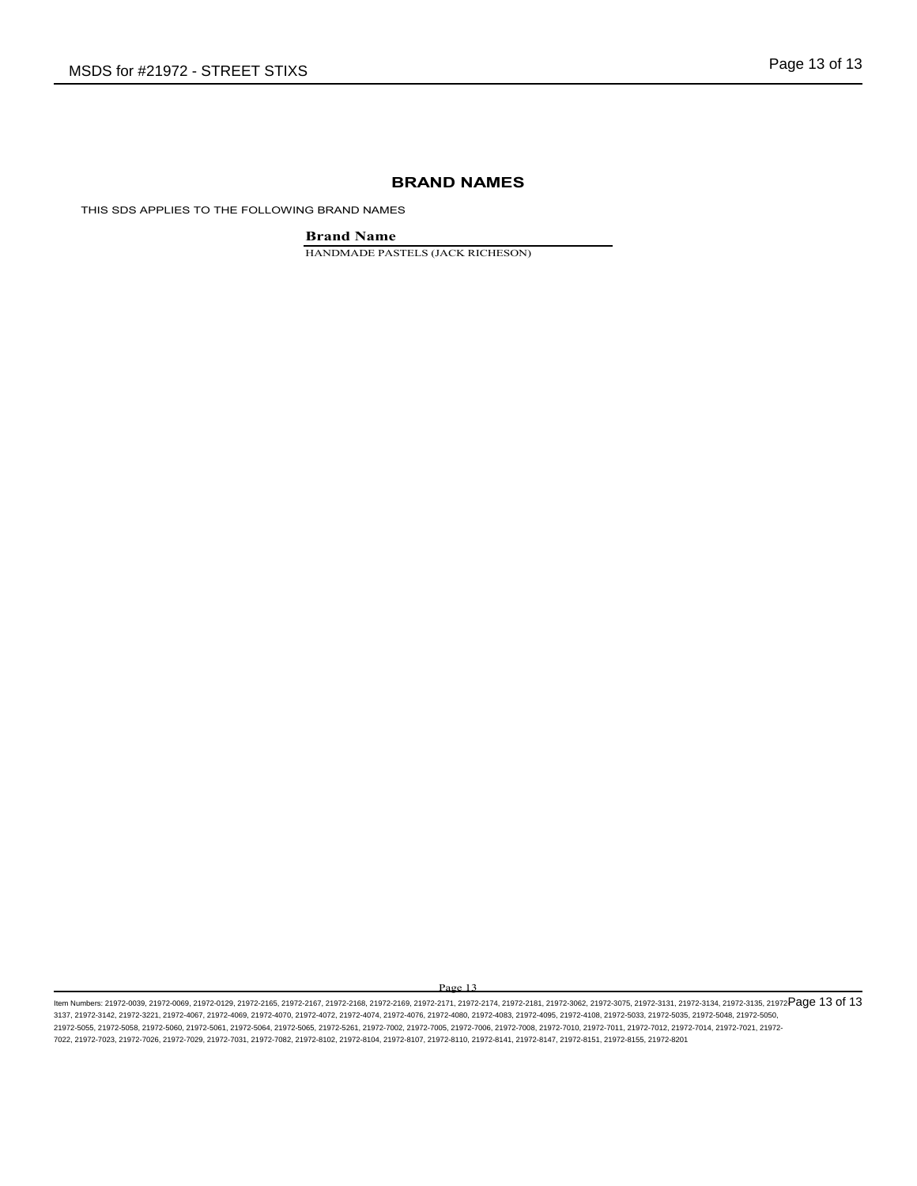## BRAND NAMES

THIS SDS APPLIES TO THE FOLLOWING BRAND NAMES

| Brand Name |
| --- |
| HANDMADE PASTELS (JACK RICHESON) |